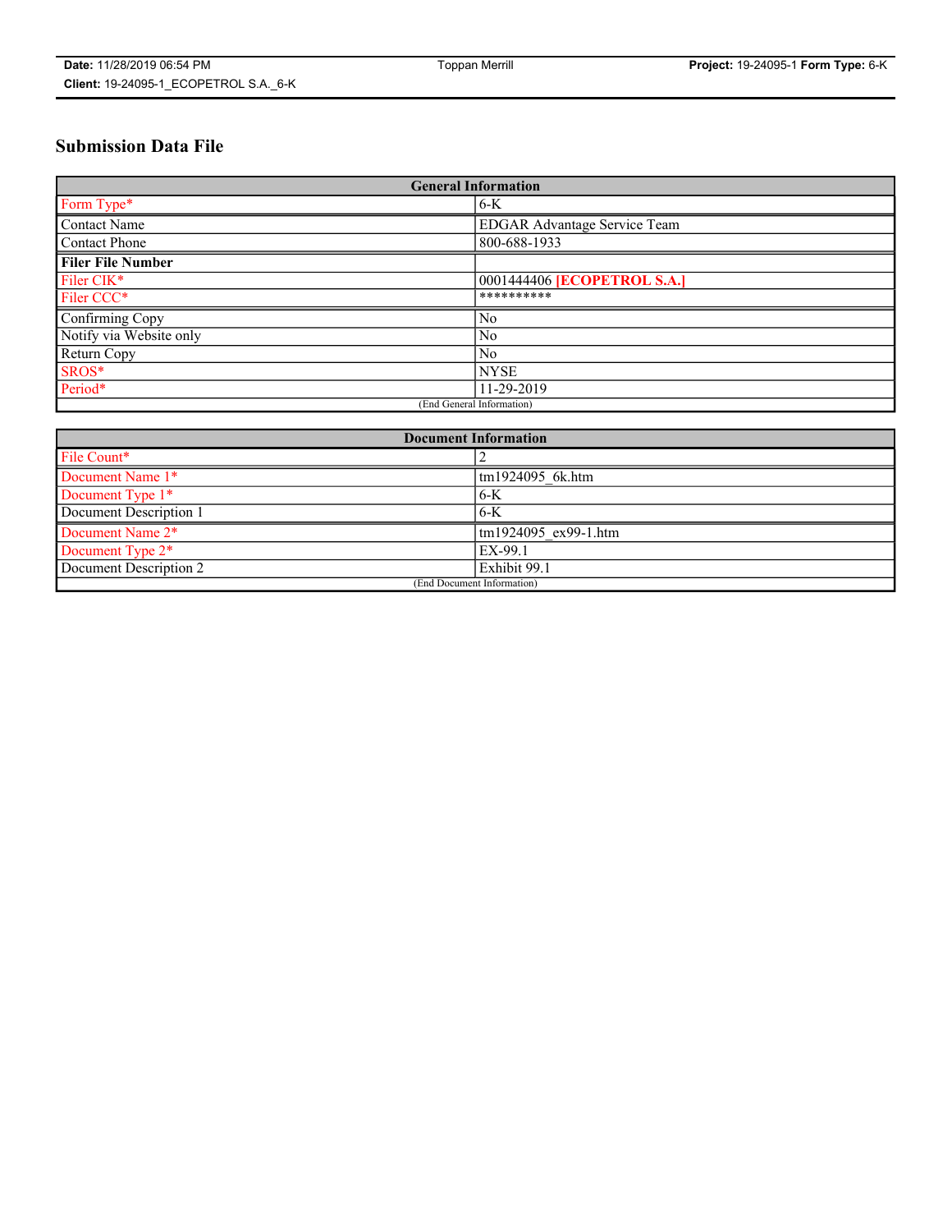**Date:** 11/28/2019 06:54 PM | Toppan Merrill | **Project:** 19-24095-1 **Form Type:** 6-K
**Client:** 19-24095-1_ECOPETROL S.A._6-K

## Submission Data File

| General Information | |
|---|---|
| Form Type* | 6-K |
| Contact Name | EDGAR Advantage Service Team |
| Contact Phone | 800-688-1933 |
| **Filer File Number** | |
| Filer CIK* | 0001444406 **[ECOPETROL S.A.]** |
| Filer CCC* | ********** |
| Confirming Copy | No |
| Notify via Website only | No |
| Return Copy | No |
| SROS* | NYSE |
| Period* | 11-29-2019 |
| (End General Information) | |

| Document Information | |
|---|---|
| File Count* | 2 |
| Document Name 1* | tm1924095_6k.htm |
| Document Type 1* | 6-K |
| Document Description 1 | 6-K |
| Document Name 2* | tm1924095_ex99-1.htm |
| Document Type 2* | EX-99.1 |
| Document Description 2 | Exhibit 99.1 |
| (End Document Information) | |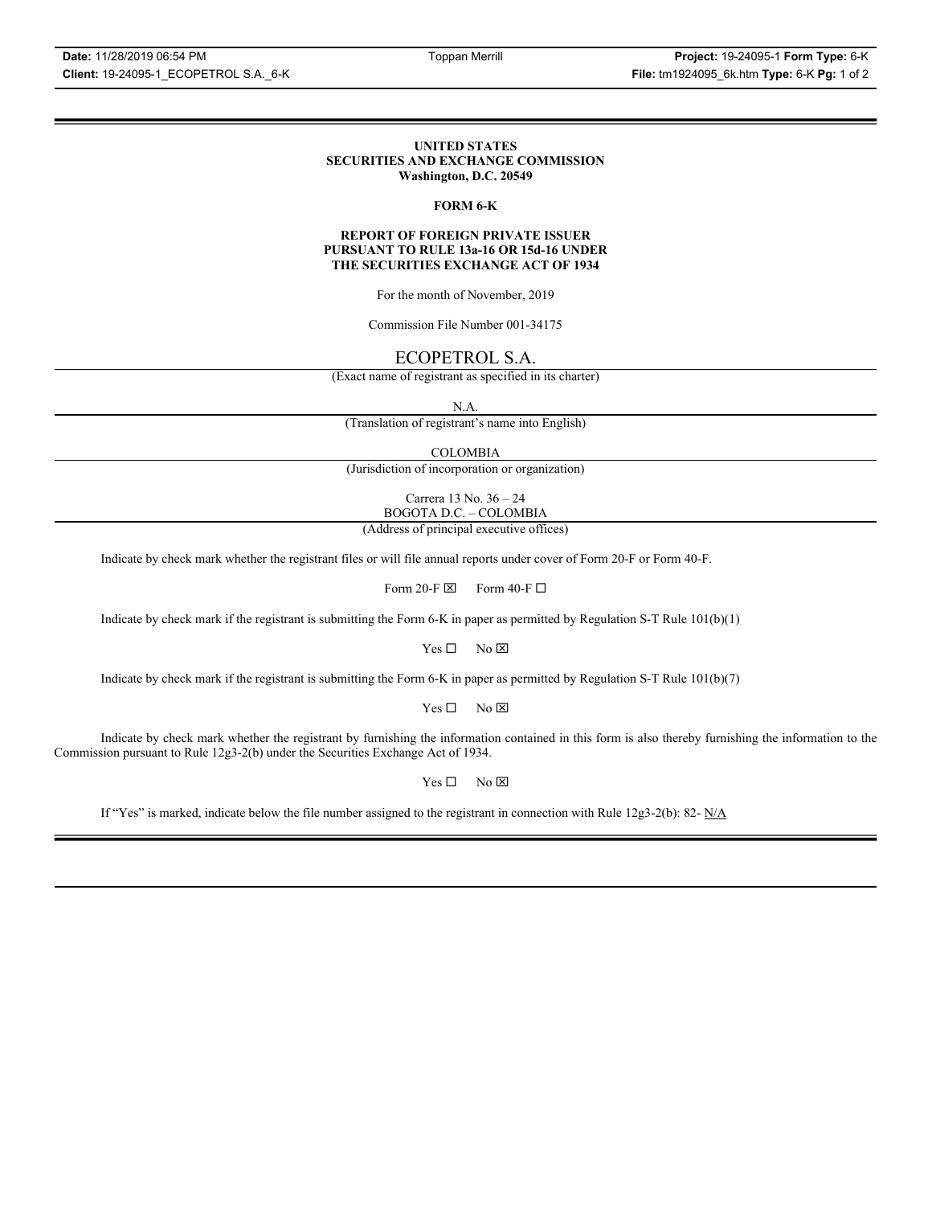**UNITED STATES**
**SECURITIES AND EXCHANGE COMMISSION**
**Washington, D.C. 20549**

**FORM 6-K**

**REPORT OF FOREIGN PRIVATE ISSUER**
**PURSUANT TO RULE 13a-16 OR 15d-16 UNDER**
**THE SECURITIES EXCHANGE ACT OF 1934**

For the month of November, 2019

Commission File Number 001-34175

ECOPETROL S.A.

(Exact name of registrant as specified in its charter)

N.A.

(Translation of registrant's name into English)

COLOMBIA

(Jurisdiction of incorporation or organization)

Carrera 13 No. 36 – 24
BOGOTA D.C. – COLOMBIA

(Address of principal executive offices)

Indicate by check mark whether the registrant files or will file annual reports under cover of Form 20-F or Form 40-F.

Form 20-F ☒ Form 40-F ☐

Indicate by check mark if the registrant is submitting the Form 6-K in paper as permitted by Regulation S-T Rule 101(b)(1)

Yes ☐ No ☒

Indicate by check mark if the registrant is submitting the Form 6-K in paper as permitted by Regulation S-T Rule 101(b)(7)

Yes ☐ No ☒

Indicate by check mark whether the registrant by furnishing the information contained in this form is also thereby furnishing the information to the Commission pursuant to Rule 12g3-2(b) under the Securities Exchange Act of 1934.

Yes ☐ No ☒

If "Yes" is marked, indicate below the file number assigned to the registrant in connection with Rule 12g3-2(b): 82- N/A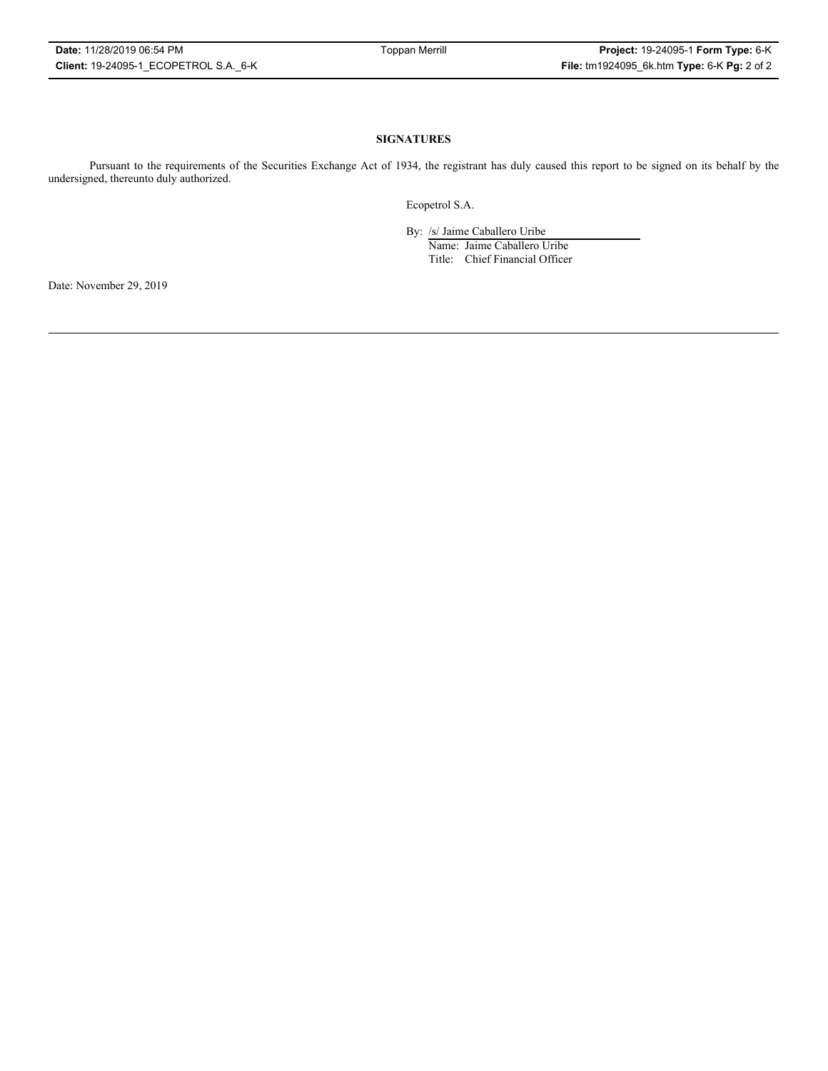## SIGNATURES

Pursuant to the requirements of the Securities Exchange Act of 1934, the registrant has duly caused this report to be signed on its behalf by the undersigned, thereunto duly authorized.

Ecopetrol S.A.

By: /s/ Jaime Caballero Uribe
Name: Jaime Caballero Uribe
Title: Chief Financial Officer

Date: November 29, 2019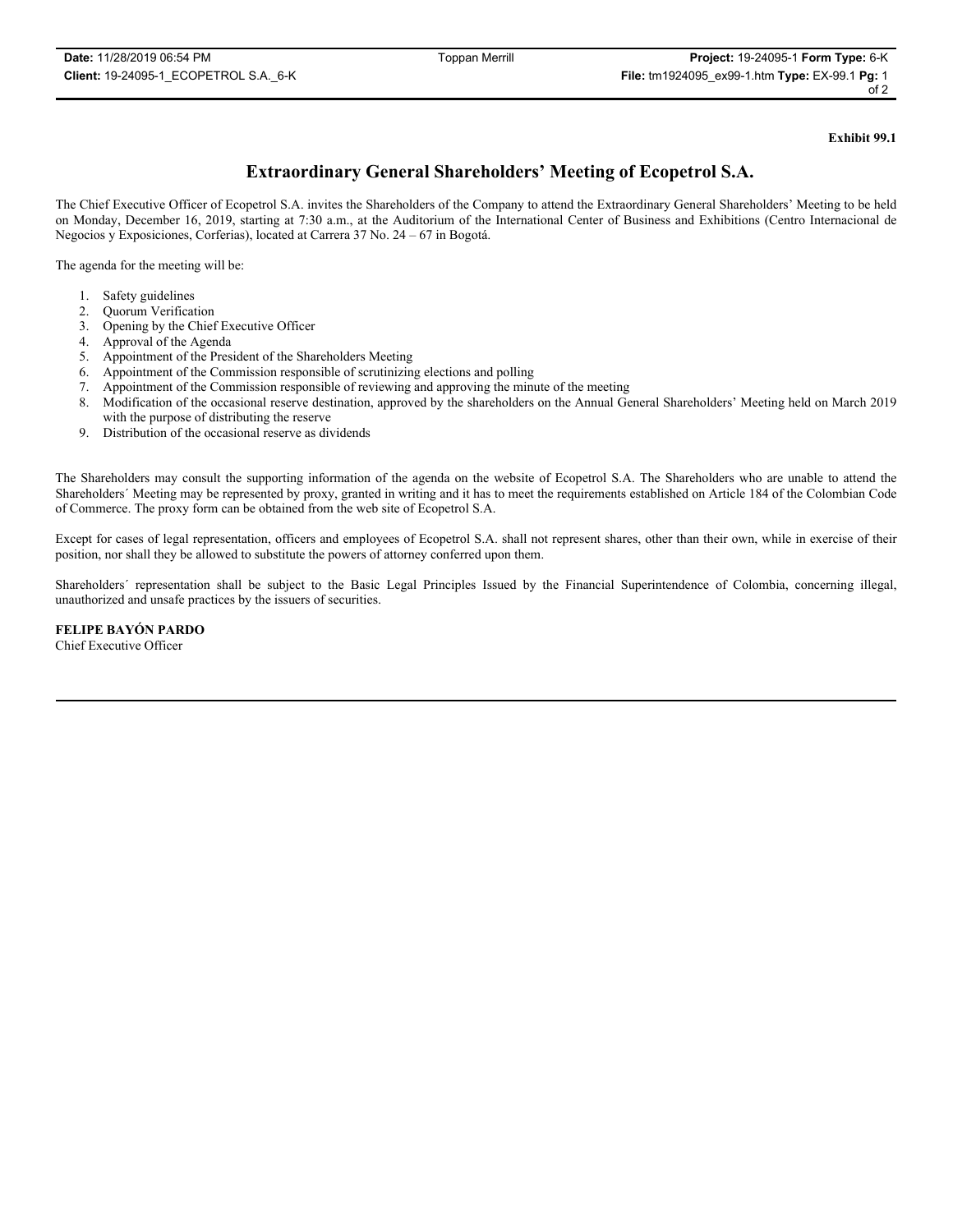**Exhibit 99.1**

# Extraordinary General Shareholders' Meeting of Ecopetrol S.A.

The Chief Executive Officer of Ecopetrol S.A. invites the Shareholders of the Company to attend the Extraordinary General Shareholders' Meeting to be held on Monday, December 16, 2019, starting at 7:30 a.m., at the Auditorium of the International Center of Business and Exhibitions (Centro Internacional de Negocios y Exposiciones, Corferias), located at Carrera 37 No. 24 – 67 in Bogotá.

The agenda for the meeting will be:

1. Safety guidelines
2. Quorum Verification
3. Opening by the Chief Executive Officer
4. Approval of the Agenda
5. Appointment of the President of the Shareholders Meeting
6. Appointment of the Commission responsible of scrutinizing elections and polling
7. Appointment of the Commission responsible of reviewing and approving the minute of the meeting
8. Modification of the occasional reserve destination, approved by the shareholders on the Annual General Shareholders' Meeting held on March 2019 with the purpose of distributing the reserve
9. Distribution of the occasional reserve as dividends

The Shareholders may consult the supporting information of the agenda on the website of Ecopetrol S.A. The Shareholders who are unable to attend the Shareholders´ Meeting may be represented by proxy, granted in writing and it has to meet the requirements established on Article 184 of the Colombian Code of Commerce. The proxy form can be obtained from the web site of Ecopetrol S.A.

Except for cases of legal representation, officers and employees of Ecopetrol S.A. shall not represent shares, other than their own, while in exercise of their position, nor shall they be allowed to substitute the powers of attorney conferred upon them.

Shareholders´ representation shall be subject to the Basic Legal Principles Issued by the Financial Superintendence of Colombia, concerning illegal, unauthorized and unsafe practices by the issuers of securities.

**FELIPE BAYÓN PARDO**
Chief Executive Officer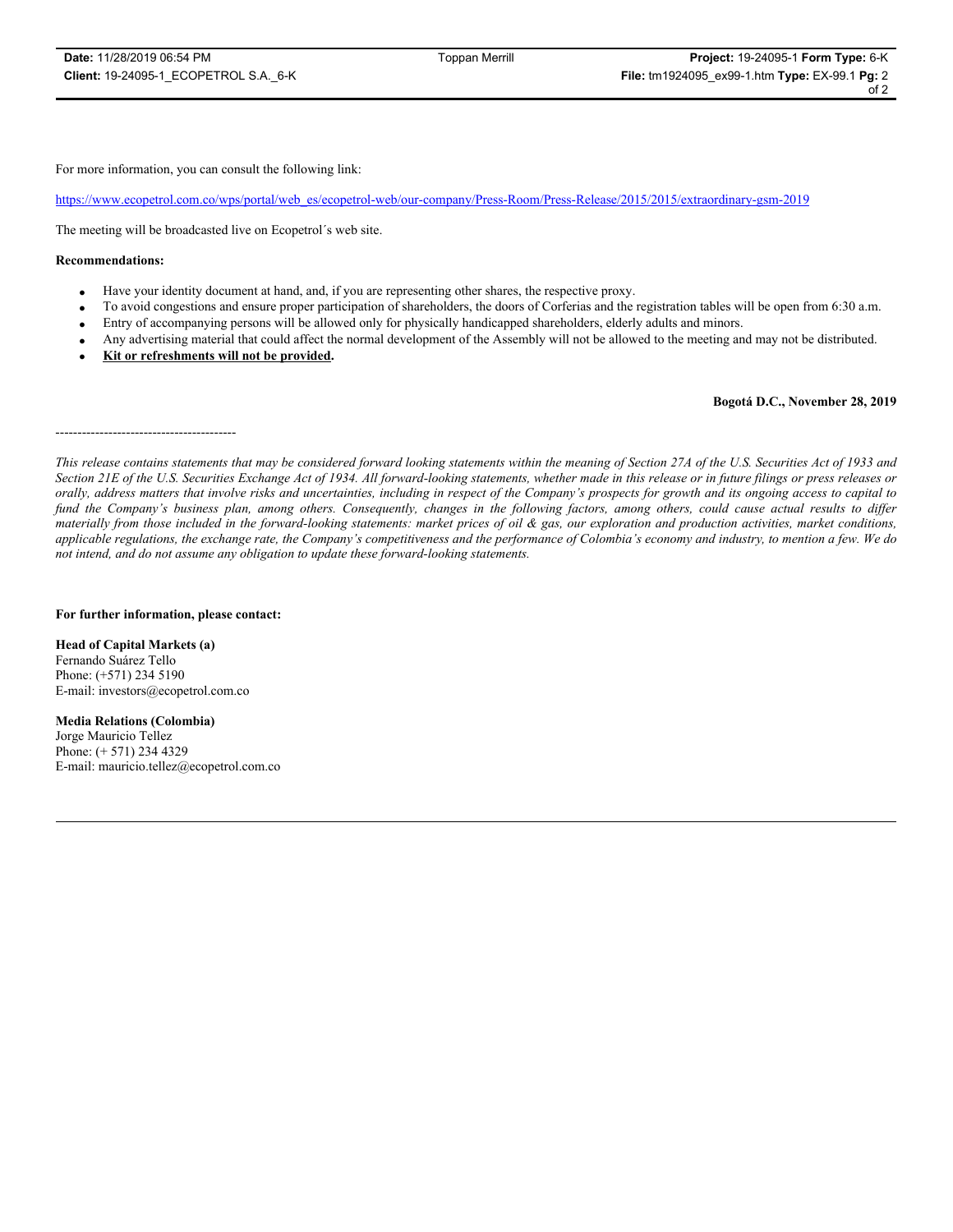For more information, you can consult the following link:

https://www.ecopetrol.com.co/wps/portal/web_es/ecopetrol-web/our-company/Press-Room/Press-Release/2015/2015/extraordinary-gsm-2019

The meeting will be broadcasted live on Ecopetrol´s web site.

**Recommendations:**

- Have your identity document at hand, and, if you are representing other shares, the respective proxy.
- To avoid congestions and ensure proper participation of shareholders, the doors of Corferias and the registration tables will be open from 6:30 a.m.
- Entry of accompanying persons will be allowed only for physically handicapped shareholders, elderly adults and minors.
- Any advertising material that could affect the normal development of the Assembly will not be allowed to the meeting and may not be distributed.
- **Kit or refreshments will not be provided**.

**Bogotá D.C., November 28, 2019**

-----------------------------------------

*This release contains statements that may be considered forward looking statements within the meaning of Section 27A of the U.S. Securities Act of 1933 and Section 21E of the U.S. Securities Exchange Act of 1934. All forward-looking statements, whether made in this release or in future filings or press releases or orally, address matters that involve risks and uncertainties, including in respect of the Company's prospects for growth and its ongoing access to capital to fund the Company's business plan, among others. Consequently, changes in the following factors, among others, could cause actual results to differ materially from those included in the forward-looking statements: market prices of oil & gas, our exploration and production activities, market conditions, applicable regulations, the exchange rate, the Company's competitiveness and the performance of Colombia's economy and industry, to mention a few. We do not intend, and do not assume any obligation to update these forward-looking statements.*

**For further information, please contact:**

**Head of Capital Markets (a)**
Fernando Suárez Tello
Phone: (+571) 234 5190
E-mail: investors@ecopetrol.com.co

**Media Relations (Colombia)**
Jorge Mauricio Tellez
Phone: (+ 571) 234 4329
E-mail: mauricio.tellez@ecopetrol.com.co